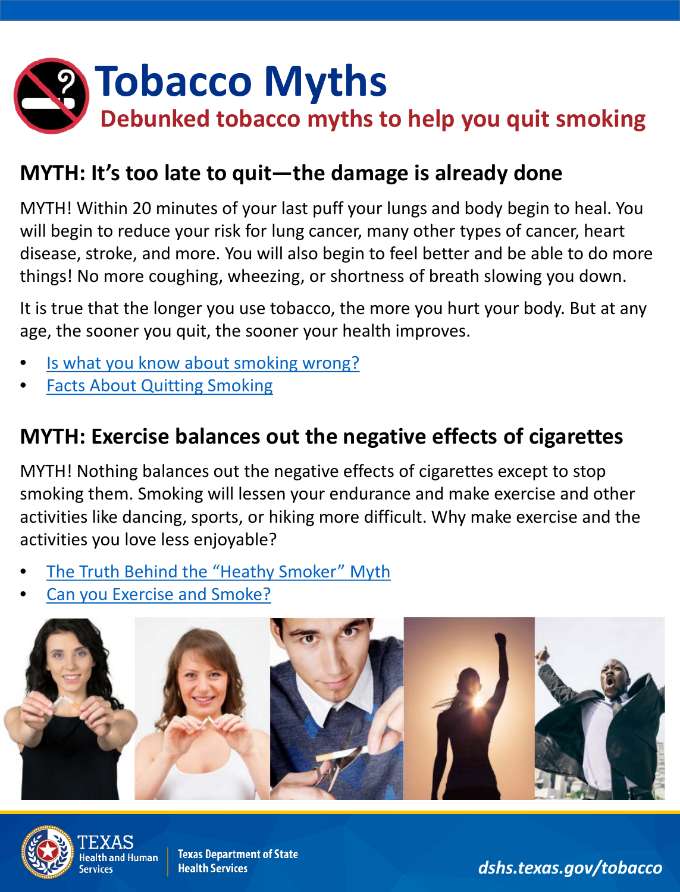# Tobacco Myths

## Debunked tobacco myths to help you quit smoking

### MYTH: It's too late to quit—the damage is already done

MYTH! Within 20 minutes of your last puff your lungs and body begin to heal. You will begin to reduce your risk for lung cancer, many other types of cancer, heart disease, stroke, and more. You will also begin to feel better and be able to do more things! No more coughing, wheezing, or shortness of breath slowing you down.

It is true that the longer you use tobacco, the more you hurt your body. But at any age, the sooner you quit, the sooner your health improves.

- Is what you know about smoking wrong?
- Facts About Quitting Smoking

### MYTH: Exercise balances out the negative effects of cigarettes

MYTH! Nothing balances out the negative effects of cigarettes except to stop smoking them. Smoking will lessen your endurance and make exercise and other activities like dancing, sports, or hiking more difficult. Why make exercise and the activities you love less enjoyable?

- The Truth Behind the "Heathy Smoker" Myth
- Can you Exercise and Smoke?

TEXAS Health and Human Services | Texas Department of State Health Services

dshs.texas.gov/tobacco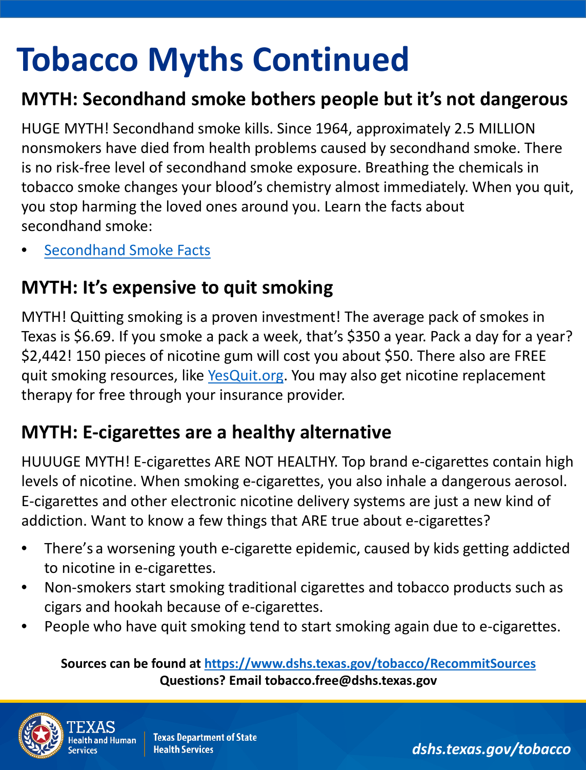# Tobacco Myths Continued

## MYTH: Secondhand smoke bothers people but it's not dangerous

HUGE MYTH! Secondhand smoke kills. Since 1964, approximately 2.5 MILLION nonsmokers have died from health problems caused by secondhand smoke. There is no risk-free level of secondhand smoke exposure. Breathing the chemicals in tobacco smoke changes your blood's chemistry almost immediately. When you quit, you stop harming the loved ones around you. Learn the facts about secondhand smoke:

- Secondhand Smoke Facts

## MYTH: It's expensive to quit smoking

MYTH! Quitting smoking is a proven investment! The average pack of smokes in Texas is $6.69. If you smoke a pack a week, that's $350 a year. Pack a day for a year? $2,442! 150 pieces of nicotine gum will cost you about $50. There also are FREE quit smoking resources, like YesQuit.org. You may also get nicotine replacement therapy for free through your insurance provider.

## MYTH: E-cigarettes are a healthy alternative

HUUUGE MYTH! E-cigarettes ARE NOT HEALTHY. Top brand e-cigarettes contain high levels of nicotine. When smoking e-cigarettes, you also inhale a dangerous aerosol. E-cigarettes and other electronic nicotine delivery systems are just a new kind of addiction. Want to know a few things that ARE true about e-cigarettes?

- There's a worsening youth e-cigarette epidemic, caused by kids getting addicted to nicotine in e-cigarettes.
- Non-smokers start smoking traditional cigarettes and tobacco products such as cigars and hookah because of e-cigarettes.
- People who have quit smoking tend to start smoking again due to e-cigarettes.

**Sources can be found at https://www.dshs.texas.gov/tobacco/RecommitSources**
**Questions? Email tobacco.free@dshs.texas.gov**

TEXAS Health and Human Services | Texas Department of State Health Services

*dshs.texas.gov/tobacco*